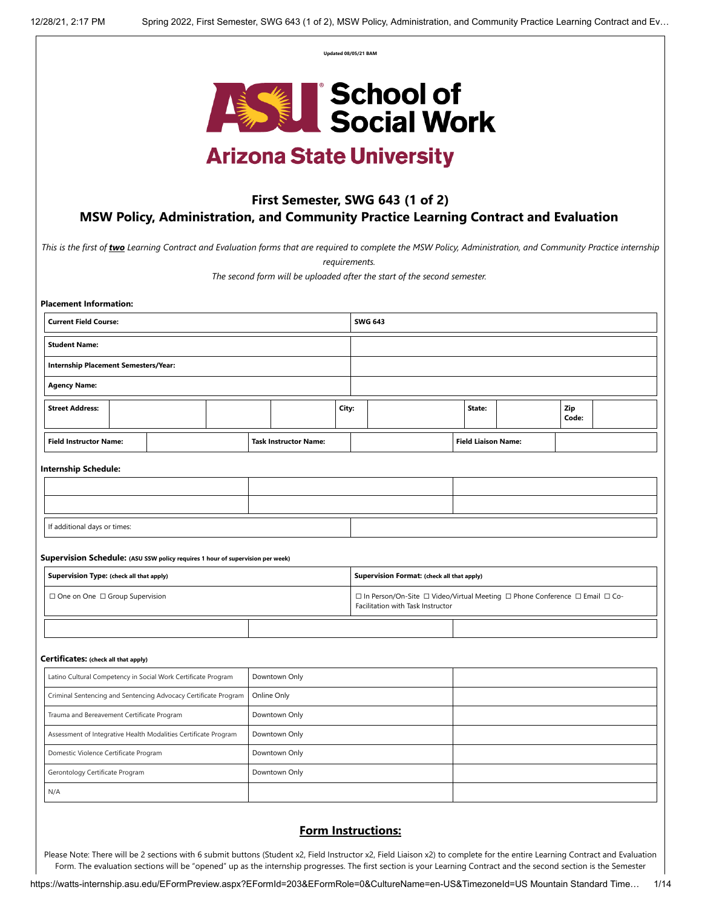Updated 08/05/21 BAM

# ASU School of Social Work
## Arizona State University

## First Semester, SWG 643 (1 of 2)
## MSW Policy, Administration, and Community Practice Learning Contract and Evaluation

*This is the first of **two** Learning Contract and Evaluation forms that are required to complete the MSW Policy, Administration, and Community Practice internship requirements.*

*The second form will be uploaded after the start of the second semester.*

**Placement Information:**

| | |
|---|---|
| **Current Field Course:** | **SWG 643** |
| **Student Name:** | |
| **Internship Placement Semesters/Year:** | |
| **Agency Name:** | |

| **Street Address:** | | | | **City:** | | **State:** | | **Zip Code:** | |
|---|---|---|---|---|---|---|---|---|---|

| **Field Instructor Name:** | | **Task Instructor Name:** | | **Field Liaison Name:** | |
|---|---|---|---|---|---|

**Internship Schedule:**

| | | |
|---|---|---|
| | | |
| | | |

| | |
|---|---|
| If additional days or times: | |

**Supervision Schedule:** (ASU SSW policy requires 1 hour of supervision per week)

| **Supervision Type:** (check all that apply) | **Supervision Format:** (check all that apply) |
|---|---|
| ☐ One on One ☐ Group Supervision | ☐ In Person/On-Site ☐ Video/Virtual Meeting ☐ Phone Conference ☐ Email ☐ Co-Facilitation with Task Instructor |

| | | |
|---|---|---|
| | | |

**Certificates:** (check all that apply)

| | | |
|---|---|---|
| Latino Cultural Competency in Social Work Certificate Program | Downtown Only | |
| Criminal Sentencing and Sentencing Advocacy Certificate Program | Online Only | |
| Trauma and Bereavement Certificate Program | Downtown Only | |
| Assessment of Integrative Health Modalities Certificate Program | Downtown Only | |
| Domestic Violence Certificate Program | Downtown Only | |
| Gerontology Certificate Program | Downtown Only | |
| N/A | | |

## Form Instructions:

Please Note: There will be 2 sections with 6 submit buttons (Student x2, Field Instructor x2, Field Liaison x2) to complete for the entire Learning Contract and Evaluation Form. The evaluation sections will be "opened" up as the internship progresses. The first section is your Learning Contract and the second section is the Semester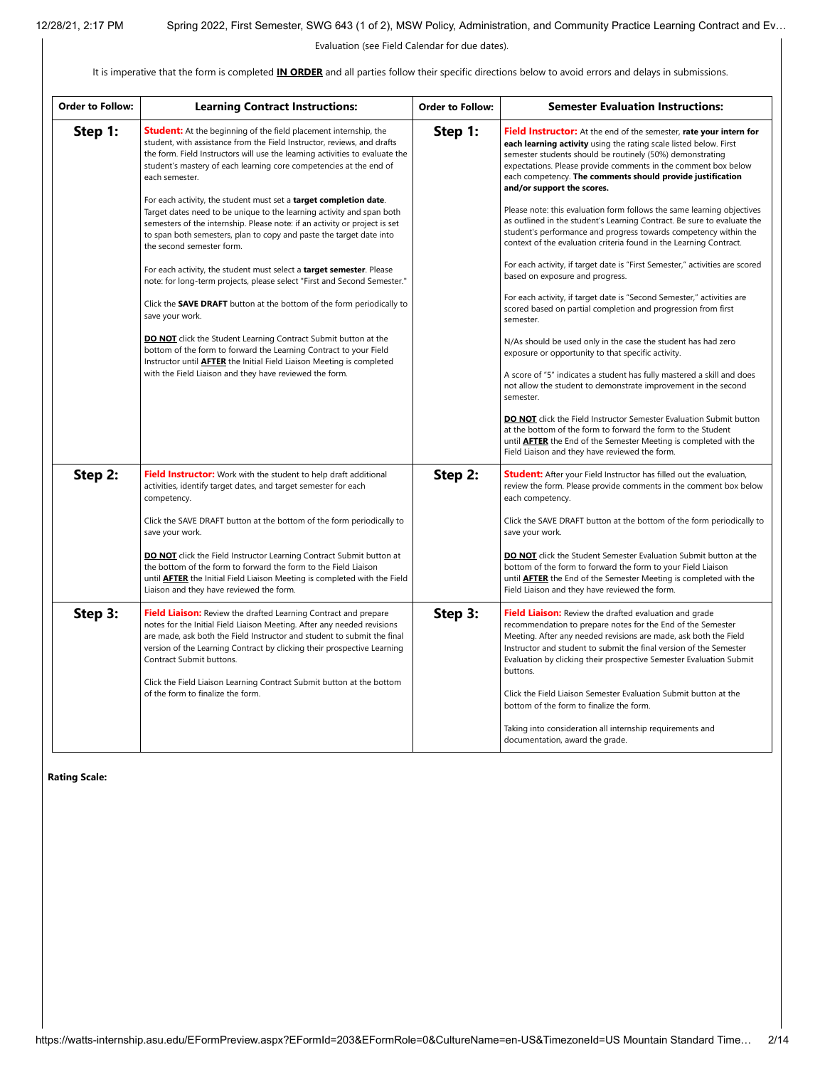Evaluation (see Field Calendar for due dates).

It is imperative that the form is completed **IN ORDER** and all parties follow their specific directions below to avoid errors and delays in submissions.

| Order to Follow: | Learning Contract Instructions: | Order to Follow: | Semester Evaluation Instructions: |
|---|---|---|---|
| **Step 1:** | **Student:** At the beginning of the field placement internship, the student, with assistance from the Field Instructor, reviews, and drafts the form. Field Instructors will use the learning activities to evaluate the student's mastery of each learning core competencies at the end of each semester.<br><br>For each activity, the student must set a **target completion date**. Target dates need to be unique to the learning activity and span both semesters of the internship. Please note: if an activity or project is set to span both semesters, plan to copy and paste the target date into the second semester form.<br><br>For each activity, the student must select a **target semester**. Please note: for long-term projects, please select "First and Second Semester."<br><br>Click the **SAVE DRAFT** button at the bottom of the form periodically to save your work.<br><br>**DO NOT** click the Student Learning Contract Submit button at the bottom of the form to forward the Learning Contract to your Field Instructor until **AFTER** the Initial Field Liaison Meeting is completed with the Field Liaison and they have reviewed the form. | **Step 1:** | **Field Instructor:** At the end of the semester, **rate your intern for each learning activity** using the rating scale listed below. First semester students should be routinely (50%) demonstrating expectations. Please provide comments in the comment box below each competency. **The comments should provide justification and/or support the scores.**<br><br>Please note: this evaluation form follows the same learning objectives as outlined in the student's Learning Contract. Be sure to evaluate the student's performance and progress towards competency within the context of the evaluation criteria found in the Learning Contract.<br><br>For each activity, if target date is "First Semester," activities are scored based on exposure and progress.<br><br>For each activity, if target date is "Second Semester," activities are scored based on partial completion and progression from first semester.<br><br>N/As should be used only in the case the student has had zero exposure or opportunity to that specific activity.<br><br>A score of "5" indicates a student has fully mastered a skill and does not allow the student to demonstrate improvement in the second semester.<br><br>**DO NOT** click the Field Instructor Semester Evaluation Submit button at the bottom of the form to forward the form to the Student until **AFTER** the End of the Semester Meeting is completed with the Field Liaison and they have reviewed the form. |
| **Step 2:** | **Field Instructor:** Work with the student to help draft additional activities, identify target dates, and target semester for each competency.<br><br>Click the SAVE DRAFT button at the bottom of the form periodically to save your work.<br><br>**DO NOT** click the Field Instructor Learning Contract Submit button at the bottom of the form to forward the form to the Field Liaison until **AFTER** the Initial Field Liaison Meeting is completed with the Field Liaison and they have reviewed the form. | **Step 2:** | **Student:** After your Field Instructor has filled out the evaluation, review the form. Please provide comments in the comment box below each competency.<br><br>Click the SAVE DRAFT button at the bottom of the form periodically to save your work.<br><br>**DO NOT** click the Student Semester Evaluation Submit button at the bottom of the form to forward the form to your Field Liaison until **AFTER** the End of the Semester Meeting is completed with the Field Liaison and they have reviewed the form. |
| **Step 3:** | **Field Liaison:** Review the drafted Learning Contract and prepare notes for the Initial Field Liaison Meeting. After any needed revisions are made, ask both the Field Instructor and student to submit the final version of the Learning Contract by clicking their prospective Learning Contract Submit buttons.<br><br>Click the Field Liaison Learning Contract Submit button at the bottom of the form to finalize the form. | **Step 3:** | **Field Liaison:** Review the drafted evaluation and grade recommendation to prepare notes for the End of the Semester Meeting. After any needed revisions are made, ask both the Field Instructor and student to submit the final version of the Semester Evaluation by clicking their prospective Semester Evaluation Submit buttons.<br><br>Click the Field Liaison Semester Evaluation Submit button at the bottom of the form to finalize the form.<br><br>Taking into consideration all internship requirements and documentation, award the grade. |

**Rating Scale:**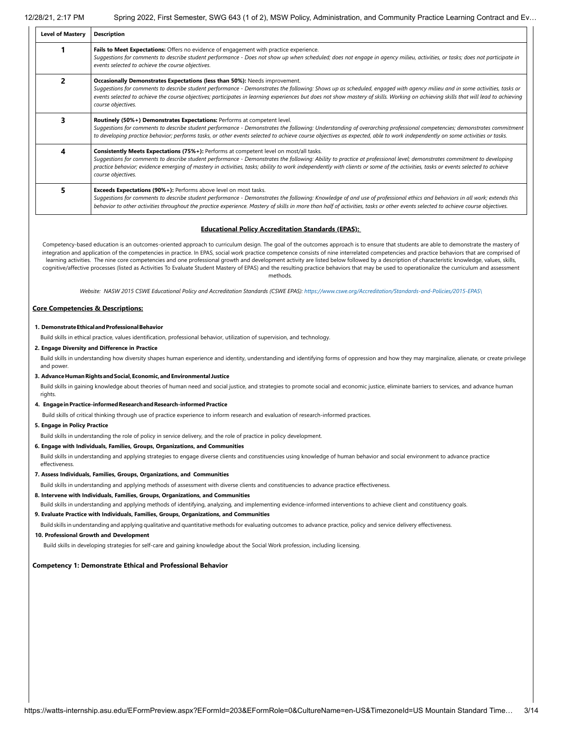| Level of Mastery | Description |
|---|---|
| **1** | **Fails to Meet Expectations:** Offers no evidence of engagement with practice experience. *Suggestions for comments to describe student performance - Does not show up when scheduled; does not engage in agency milieu, activities, or tasks; does not participate in events selected to achieve the course objectives.* |
| **2** | **Occasionally Demonstrates Expectations (less than 50%):** Needs improvement. *Suggestions for comments to describe student performance - Demonstrates the following: Shows up as scheduled, engaged with agency milieu and in some activities, tasks or events selected to achieve the course objectives; participates in learning experiences but does not show mastery of skills. Working on achieving skills that will lead to achieving course objectives.* |
| **3** | **Routinely (50%+) Demonstrates Expectations:** Performs at competent level. *Suggestions for comments to describe student performance - Demonstrates the following: Understanding of overarching professional competencies; demonstrates commitment to developing practice behavior; performs tasks, or other events selected to achieve course objectives as expected, able to work independently on some activities or tasks.* |
| **4** | **Consistently Meets Expectations (75%+):** Performs at competent level on most/all tasks. *Suggestions for comments to describe student performance - Demonstrates the following: Ability to practice at professional level; demonstrates commitment to developing practice behavior; evidence emerging of mastery in activities, tasks; ability to work independently with clients or some of the activities, tasks or events selected to achieve course objectives.* |
| **5** | **Exceeds Expectations (90%+):** Performs above level on most tasks. *Suggestions for comments to describe student performance - Demonstrates the following: Knowledge of and use of professional ethics and behaviors in all work; extends this behavior to other activities throughout the practice experience. Mastery of skills in more than half of activities, tasks or other events selected to achieve course objectives.* |

## Educational Policy Accreditation Standards (EPAS):

Competency-based education is an outcomes-oriented approach to curriculum design. The goal of the outcomes approach is to ensure that students are able to demonstrate the mastery of integration and application of the competencies in practice. In EPAS, social work practice competence consists of nine interrelated competencies and practice behaviors that are comprised of learning activities. The nine core competencies and one professional growth and development activity are listed below followed by a description of characteristic knowledge, values, skills, cognitive/affective processes (listed as Activities To Evaluate Student Mastery of EPAS) and the resulting practice behaviors that may be used to operationalize the curriculum and assessment methods.

*Website: NASW 2015 CSWE Educational Policy and Accreditation Standards (CSWE EPAS): https://www.cswe.org/Accreditation/Standards-and-Policies/2015-EPAS\*

### Core Competencies & Descriptions:

**1. Demonstrate Ethical and Professional Behavior**

Build skills in ethical practice, values identification, professional behavior, utilization of supervision, and technology.

**2. Engage Diversity and Difference in Practice**

Build skills in understanding how diversity shapes human experience and identity, understanding and identifying forms of oppression and how they may marginalize, alienate, or create privilege and power.

**3. Advance Human Rights and Social, Economic, and Environmental Justice**

Build skills in gaining knowledge about theories of human need and social justice, and strategies to promote social and economic justice, eliminate barriers to services, and advance human rights.

**4. Engage in Practice-informed Research and Research-informed Practice**

Build skills of critical thinking through use of practice experience to inform research and evaluation of research-informed practices.

**5. Engage in Policy Practice**

Build skills in understanding the role of policy in service delivery, and the role of practice in policy development.

**6. Engage with Individuals, Families, Groups, Organizations, and Communities**

Build skills in understanding and applying strategies to engage diverse clients and constituencies using knowledge of human behavior and social environment to advance practice effectiveness.

**7. Assess Individuals, Families, Groups, Organizations, and Communities**

Build skills in understanding and applying methods of assessment with diverse clients and constituencies to advance practice effectiveness.

**8. Intervene with Individuals, Families, Groups, Organizations, and Communities**

Build skills in understanding and applying methods of identifying, analyzing, and implementing evidence-informed interventions to achieve client and constituency goals.

**9. Evaluate Practice with Individuals, Families, Groups, Organizations, and Communities**

Build skills in understanding and applying qualitative and quantitative methods for evaluating outcomes to advance practice, policy and service delivery effectiveness.

**10. Professional Growth and Development**

Build skills in developing strategies for self-care and gaining knowledge about the Social Work profession, including licensing.

### Competency 1: Demonstrate Ethical and Professional Behavior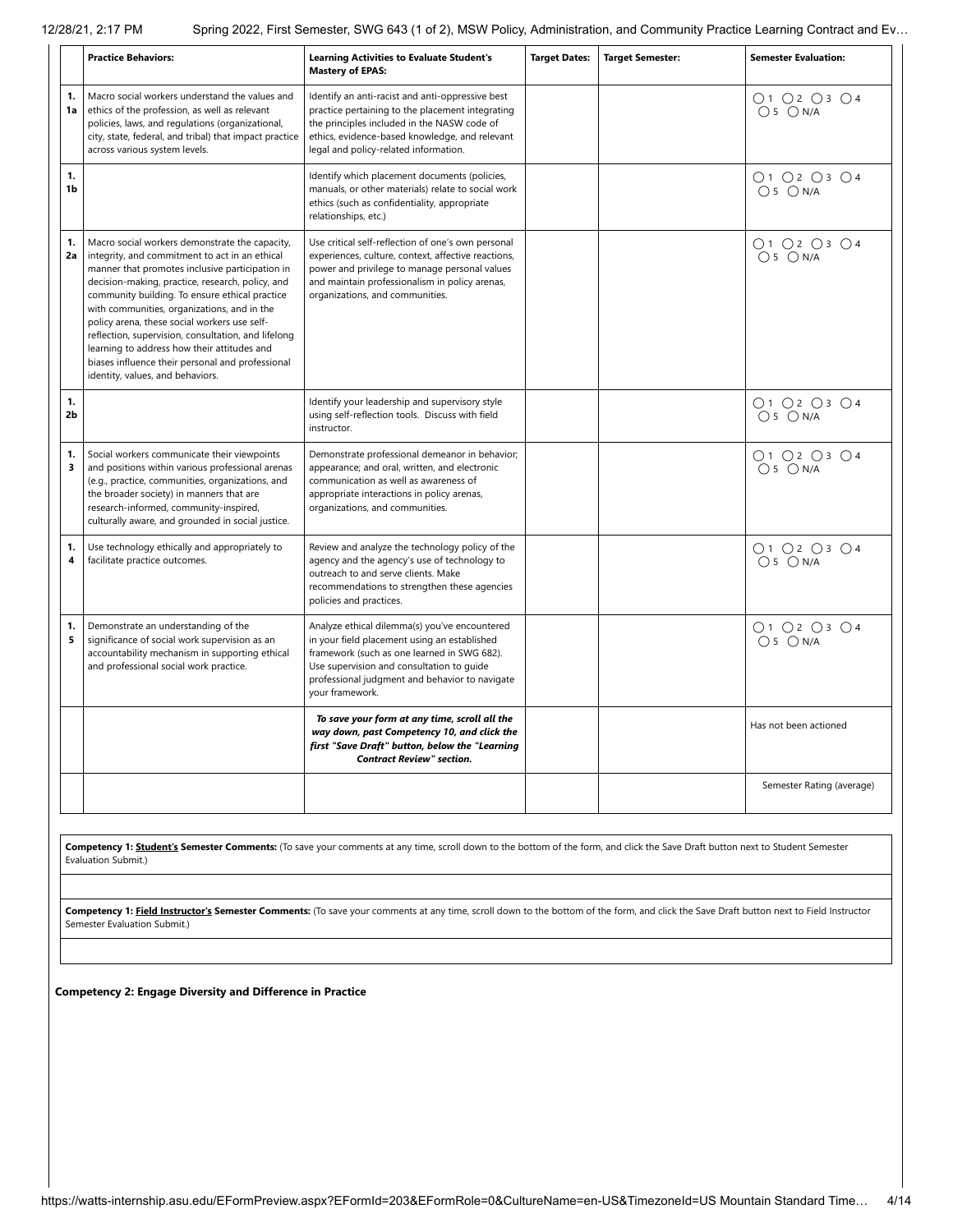| | Practice Behaviors: | Learning Activities to Evaluate Student's Mastery of EPAS: | Target Dates: | Target Semester: | Semester Evaluation: |
|---|---|---|---|---|---|
| 1. 1a | Macro social workers understand the values and ethics of the profession, as well as relevant policies, laws, and regulations (organizational, city, state, federal, and tribal) that impact practice across various system levels. | Identify an anti-racist and anti-oppressive best practice pertaining to the placement integrating the principles included in the NASW code of ethics, evidence-based knowledge, and relevant legal and policy-related information. | | | ○ 1 ○ 2 ○ 3 ○ 4 ○ 5 ○ N/A |
| 1. 1b | | Identify which placement documents (policies, manuals, or other materials) relate to social work ethics (such as confidentiality, appropriate relationships, etc.) | | | ○ 1 ○ 2 ○ 3 ○ 4 ○ 5 ○ N/A |
| 1. 2a | Macro social workers demonstrate the capacity, integrity, and commitment to act in an ethical manner that promotes inclusive participation in decision-making, practice, research, policy, and community building. To ensure ethical practice with communities, organizations, and in the policy arena, these social workers use self-reflection, supervision, consultation, and lifelong learning to address how their attitudes and biases influence their personal and professional identity, values, and behaviors. | Use critical self-reflection of one's own personal experiences, culture, context, affective reactions, power and privilege to manage personal values and maintain professionalism in policy arenas, organizations, and communities. | | | ○ 1 ○ 2 ○ 3 ○ 4 ○ 5 ○ N/A |
| 1. 2b | | Identify your leadership and supervisory style using self-reflection tools. Discuss with field instructor. | | | ○ 1 ○ 2 ○ 3 ○ 4 ○ 5 ○ N/A |
| 1. 3 | Social workers communicate their viewpoints and positions within various professional arenas (e.g., practice, communities, organizations, and the broader society) in manners that are research-informed, community-inspired, culturally aware, and grounded in social justice. | Demonstrate professional demeanor in behavior; appearance; and oral, written, and electronic communication as well as awareness of appropriate interactions in policy arenas, organizations, and communities. | | | ○ 1 ○ 2 ○ 3 ○ 4 ○ 5 ○ N/A |
| 1. 4 | Use technology ethically and appropriately to facilitate practice outcomes. | Review and analyze the technology policy of the agency and the agency's use of technology to outreach to and serve clients. Make recommendations to strengthen these agencies policies and practices. | | | ○ 1 ○ 2 ○ 3 ○ 4 ○ 5 ○ N/A |
| 1. 5 | Demonstrate an understanding of the significance of social work supervision as an accountability mechanism in supporting ethical and professional social work practice. | Analyze ethical dilemma(s) you've encountered in your field placement using an established framework (such as one learned in SWG 682). Use supervision and consultation to guide professional judgment and behavior to navigate your framework. | | | ○ 1 ○ 2 ○ 3 ○ 4 ○ 5 ○ N/A |
| | | ***To save your form at any time, scroll all the way down, past Competency 10, and click the first "Save Draft" button, below the "Learning Contract Review" section.*** | | | Has not been actioned |
| | | | | | Semester Rating (average) |

**Competency 1: Student's Semester Comments:** (To save your comments at any time, scroll down to the bottom of the form, and click the Save Draft button next to Student Semester Evaluation Submit.)

**Competency 1: Field Instructor's Semester Comments:** (To save your comments at any time, scroll down to the bottom of the form, and click the Save Draft button next to Field Instructor Semester Evaluation Submit.)

**Competency 2: Engage Diversity and Difference in Practice**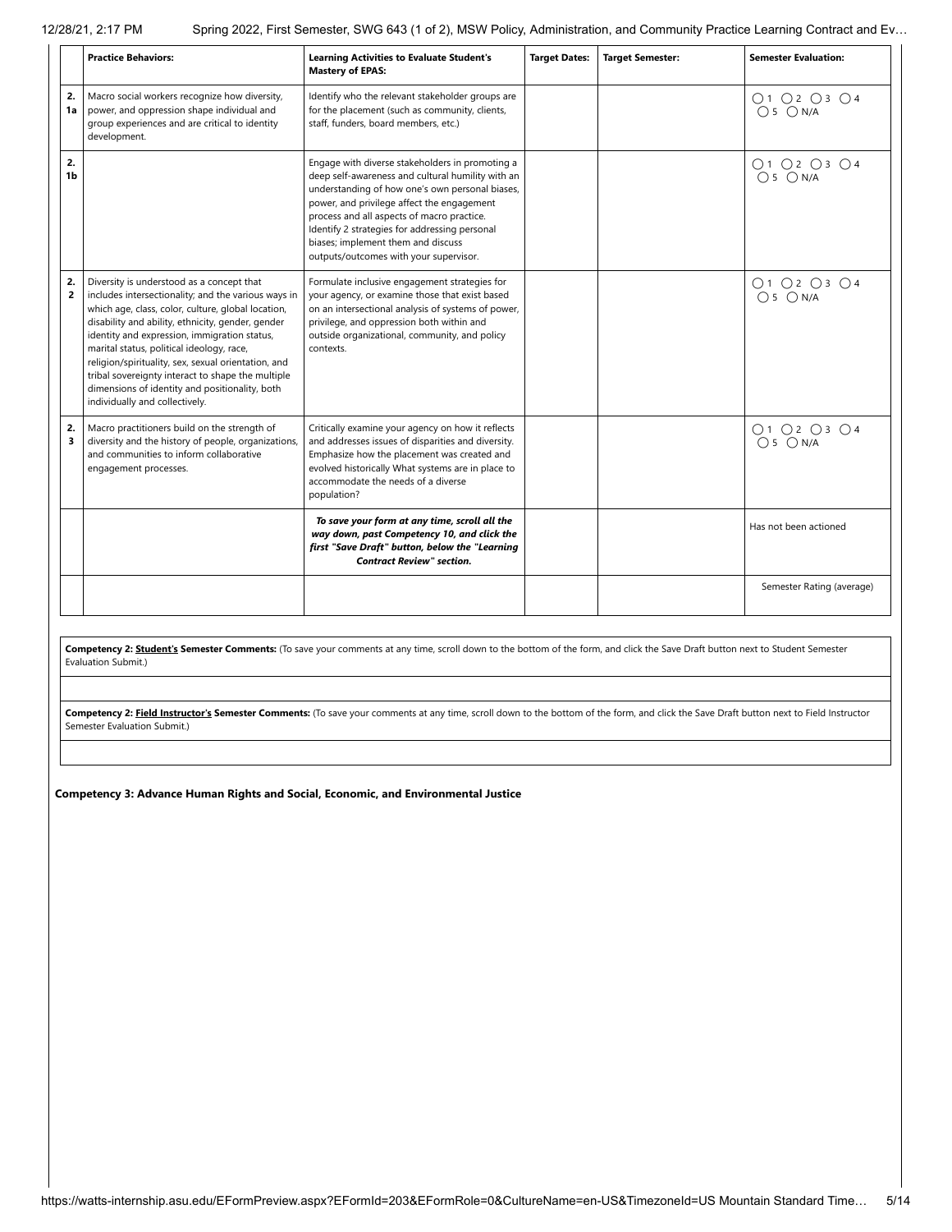| | Practice Behaviors: | Learning Activities to Evaluate Student's Mastery of EPAS: | Target Dates: | Target Semester: | Semester Evaluation: |
|---|---|---|---|---|---|
| 2. 1a | Macro social workers recognize how diversity, power, and oppression shape individual and group experiences and are critical to identity development. | Identify who the relevant stakeholder groups are for the placement (such as community, clients, staff, funders, board members, etc.) | | | ◯1 ◯2 ◯3 ◯4 ◯5 ◯N/A |
| 2. 1b | | Engage with diverse stakeholders in promoting a deep self-awareness and cultural humility with an understanding of how one's own personal biases, power, and privilege affect the engagement process and all aspects of macro practice. Identify 2 strategies for addressing personal biases; implement them and discuss outputs/outcomes with your supervisor. | | | ◯1 ◯2 ◯3 ◯4 ◯5 ◯N/A |
| 2. 2 | Diversity is understood as a concept that includes intersectionality; and the various ways in which age, class, color, culture, global location, disability and ability, ethnicity, gender, gender identity and expression, immigration status, marital status, political ideology, race, religion/spirituality, sex, sexual orientation, and tribal sovereignty interact to shape the multiple dimensions of identity and positionality, both individually and collectively. | Formulate inclusive engagement strategies for your agency, or examine those that exist based on an intersectional analysis of systems of power, privilege, and oppression both within and outside organizational, community, and policy contexts. | | | ◯1 ◯2 ◯3 ◯4 ◯5 ◯N/A |
| 2. 3 | Macro practitioners build on the strength of diversity and the history of people, organizations, and communities to inform collaborative engagement processes. | Critically examine your agency on how it reflects and addresses issues of disparities and diversity. Emphasize how the placement was created and evolved historically What systems are in place to accommodate the needs of a diverse population? | | | ◯1 ◯2 ◯3 ◯4 ◯5 ◯N/A |
| | | ***To save your form at any time, scroll all the way down, past Competency 10, and click the first "Save Draft" button, below the "Learning Contract Review" section.*** | | | Has not been actioned |
| | | | | | Semester Rating (average) |

**Competency 2: Student's Semester Comments:** (To save your comments at any time, scroll down to the bottom of the form, and click the Save Draft button next to Student Semester Evaluation Submit.)

**Competency 2: Field Instructor's Semester Comments:** (To save your comments at any time, scroll down to the bottom of the form, and click the Save Draft button next to Field Instructor Semester Evaluation Submit.)

**Competency 3: Advance Human Rights and Social, Economic, and Environmental Justice**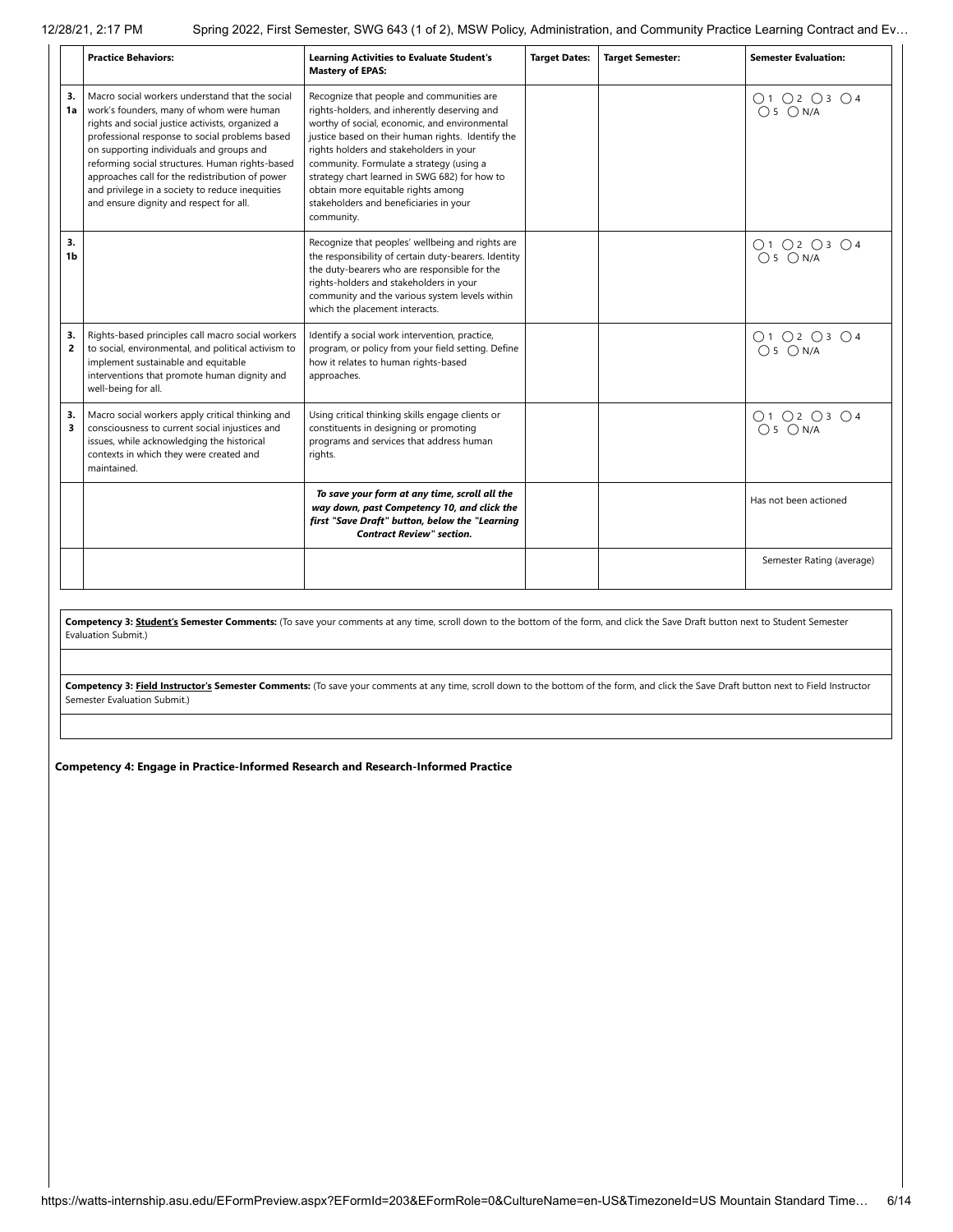| | Practice Behaviors: | Learning Activities to Evaluate Student's Mastery of EPAS: | Target Dates: | Target Semester: | Semester Evaluation: |
|---|---|---|---|---|---|
| 3. 1a | Macro social workers understand that the social work's founders, many of whom were human rights and social justice activists, organized a professional response to social problems based on supporting individuals and groups and reforming social structures. Human rights-based approaches call for the redistribution of power and privilege in a society to reduce inequities and ensure dignity and respect for all. | Recognize that people and communities are rights-holders, and inherently deserving and worthy of social, economic, and environmental justice based on their human rights. Identify the rights holders and stakeholders in your community. Formulate a strategy (using a strategy chart learned in SWG 682) for how to obtain more equitable rights among stakeholders and beneficiaries in your community. | | | ◯ 1 ◯ 2 ◯ 3 ◯ 4 ◯ 5 ◯ N/A |
| 3. 1b | | Recognize that peoples' wellbeing and rights are the responsibility of certain duty-bearers. Identity the duty-bearers who are responsible for the rights-holders and stakeholders in your community and the various system levels within which the placement interacts. | | | ◯ 1 ◯ 2 ◯ 3 ◯ 4 ◯ 5 ◯ N/A |
| 3. 2 | Rights-based principles call macro social workers to social, environmental, and political activism to implement sustainable and equitable interventions that promote human dignity and well-being for all. | Identify a social work intervention, practice, program, or policy from your field setting. Define how it relates to human rights-based approaches. | | | ◯ 1 ◯ 2 ◯ 3 ◯ 4 ◯ 5 ◯ N/A |
| 3. 3 | Macro social workers apply critical thinking and consciousness to current social injustices and issues, while acknowledging the historical contexts in which they were created and maintained. | Using critical thinking skills engage clients or constituents in designing or promoting programs and services that address human rights. | | | ◯ 1 ◯ 2 ◯ 3 ◯ 4 ◯ 5 ◯ N/A |
| | | ***To save your form at any time, scroll all the way down, past Competency 10, and click the first "Save Draft" button, below the "Learning Contract Review" section.*** | | | Has not been actioned |
| | | | | | Semester Rating (average) |

| **Competency 3: Student's Semester Comments:** (To save your comments at any time, scroll down to the bottom of the form, and click the Save Draft button next to Student Semester Evaluation Submit.) |
|---|
| |

| **Competency 3: Field Instructor's Semester Comments:** (To save your comments at any time, scroll down to the bottom of the form, and click the Save Draft button next to Field Instructor Semester Evaluation Submit.) |
|---|
| |

**Competency 4: Engage in Practice-Informed Research and Research-Informed Practice**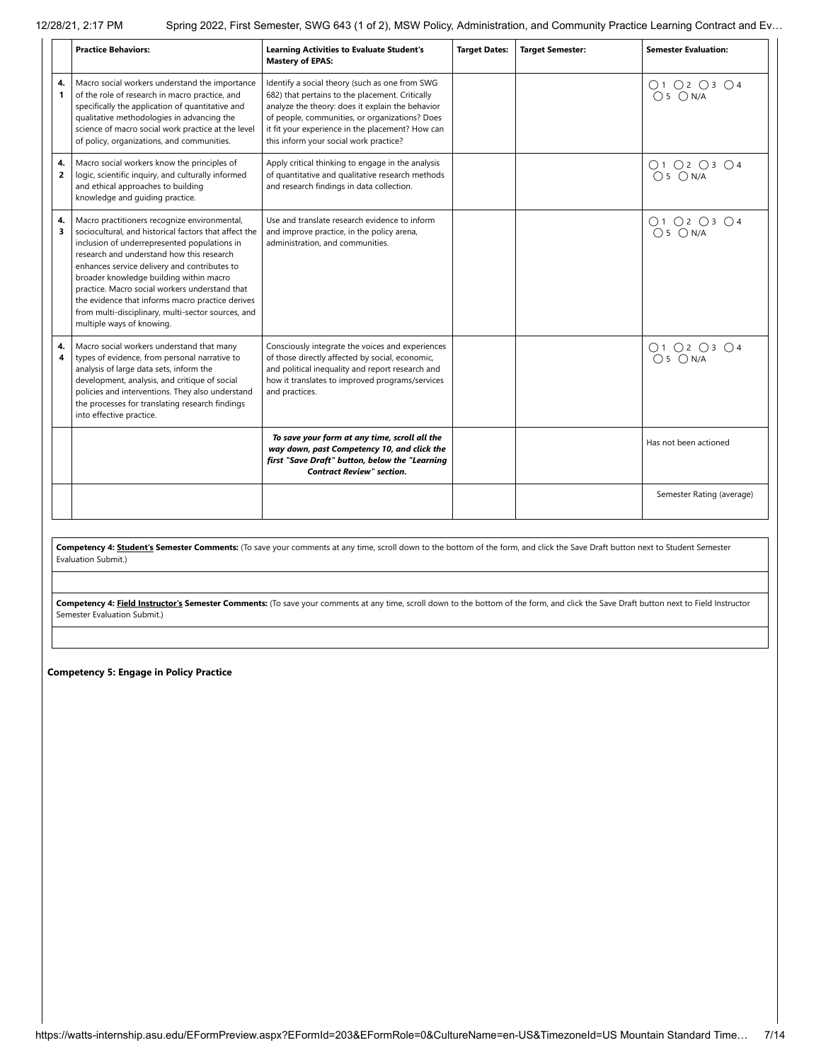| | Practice Behaviors: | Learning Activities to Evaluate Student's Mastery of EPAS: | Target Dates: | Target Semester: | Semester Evaluation: |
|---|---|---|---|---|---|
| 4.1 | Macro social workers understand the importance of the role of research in macro practice, and specifically the application of quantitative and qualitative methodologies in advancing the science of macro social work practice at the level of policy, organizations, and communities. | Identify a social theory (such as one from SWG 682) that pertains to the placement. Critically analyze the theory: does it explain the behavior of people, communities, or organizations? Does it fit your experience in the placement? How can this inform your social work practice? | | | ◯ 1 ◯ 2 ◯ 3 ◯ 4 ◯ 5 ◯ N/A |
| 4.2 | Macro social workers know the principles of logic, scientific inquiry, and culturally informed and ethical approaches to building knowledge and guiding practice. | Apply critical thinking to engage in the analysis of quantitative and qualitative research methods and research findings in data collection. | | | ◯ 1 ◯ 2 ◯ 3 ◯ 4 ◯ 5 ◯ N/A |
| 4.3 | Macro practitioners recognize environmental, sociocultural, and historical factors that affect the inclusion of underrepresented populations in research and understand how this research enhances service delivery and contributes to broader knowledge building within macro practice. Macro social workers understand that the evidence that informs macro practice derives from multi-disciplinary, multi-sector sources, and multiple ways of knowing. | Use and translate research evidence to inform and improve practice, in the policy arena, administration, and communities. | | | ◯ 1 ◯ 2 ◯ 3 ◯ 4 ◯ 5 ◯ N/A |
| 4.4 | Macro social workers understand that many types of evidence, from personal narrative to analysis of large data sets, inform the development, analysis, and critique of social policies and interventions. They also understand the processes for translating research findings into effective practice. | Consciously integrate the voices and experiences of those directly affected by social, economic, and political inequality and report research and how it translates to improved programs/services and practices. | | | ◯ 1 ◯ 2 ◯ 3 ◯ 4 ◯ 5 ◯ N/A |
| | | ***To save your form at any time, scroll all the way down, past Competency 10, and click the first "Save Draft" button, below the "Learning Contract Review" section.*** | | | Has not been actioned |
| | | | | | Semester Rating (average) |

**Competency 4: Student's Semester Comments:** (To save your comments at any time, scroll down to the bottom of the form, and click the Save Draft button next to Student Semester Evaluation Submit.)

**Competency 4: Field Instructor's Semester Comments:** (To save your comments at any time, scroll down to the bottom of the form, and click the Save Draft button next to Field Instructor Semester Evaluation Submit.)

**Competency 5: Engage in Policy Practice**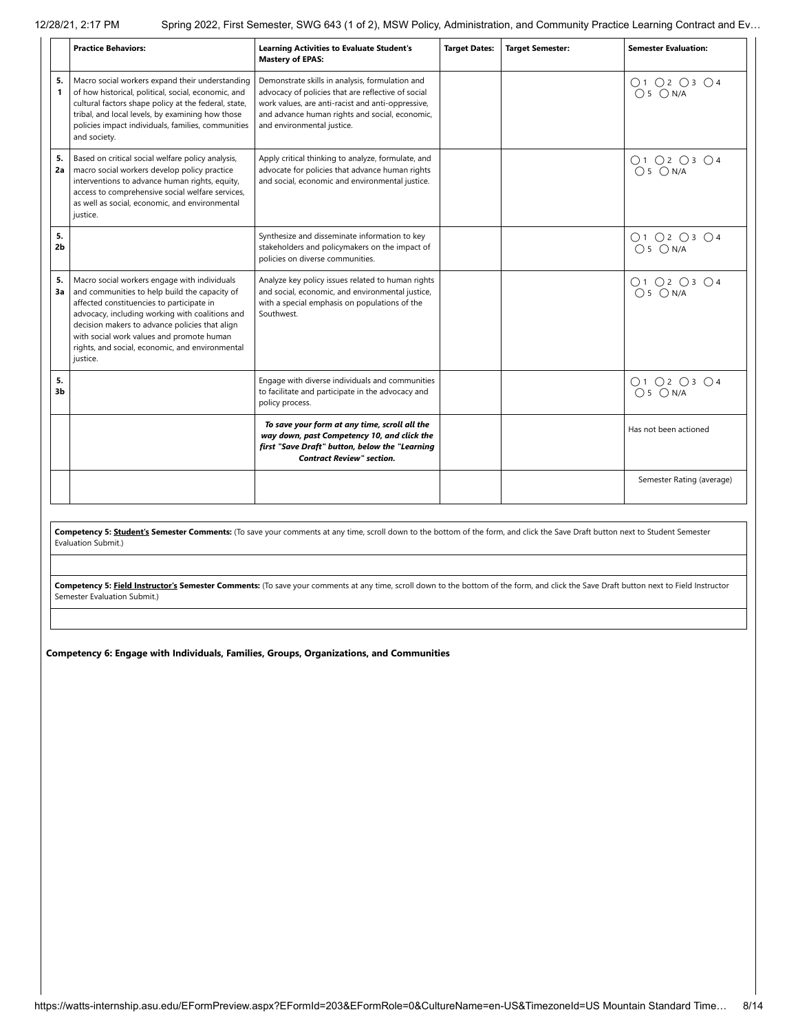| | Practice Behaviors: | Learning Activities to Evaluate Student's Mastery of EPAS: | Target Dates: | Target Semester: | Semester Evaluation: |
|---|---|---|---|---|---|
| 5. 1 | Macro social workers expand their understanding of how historical, political, social, economic, and cultural factors shape policy at the federal, state, tribal, and local levels, by examining how those policies impact individuals, families, communities and society. | Demonstrate skills in analysis, formulation and advocacy of policies that are reflective of social work values, are anti-racist and anti-oppressive, and advance human rights and social, economic, and environmental justice. | | | ○1 ○2 ○3 ○4 ○5 ○N/A |
| 5. 2a | Based on critical social welfare policy analysis, macro social workers develop policy practice interventions to advance human rights, equity, access to comprehensive social welfare services, as well as social, economic, and environmental justice. | Apply critical thinking to analyze, formulate, and advocate for policies that advance human rights and social, economic and environmental justice. | | | ○1 ○2 ○3 ○4 ○5 ○N/A |
| 5. 2b | | Synthesize and disseminate information to key stakeholders and policymakers on the impact of policies on diverse communities. | | | ○1 ○2 ○3 ○4 ○5 ○N/A |
| 5. 3a | Macro social workers engage with individuals and communities to help build the capacity of affected constituencies to participate in advocacy, including working with coalitions and decision makers to advance policies that align with social work values and promote human rights, and social, economic, and environmental justice. | Analyze key policy issues related to human rights and social, economic, and environmental justice, with a special emphasis on populations of the Southwest. | | | ○1 ○2 ○3 ○4 ○5 ○N/A |
| 5. 3b | | Engage with diverse individuals and communities to facilitate and participate in the advocacy and policy process. | | | ○1 ○2 ○3 ○4 ○5 ○N/A |
| | | ***To save your form at any time, scroll all the way down, past Competency 10, and click the first "Save Draft" button, below the "Learning Contract Review" section.*** | | | Has not been actioned |
| | | | | | Semester Rating (average) |

| |
|---|
| **Competency 5: <u>Student's</u> Semester Comments:** (To save your comments at any time, scroll down to the bottom of the form, and click the Save Draft button next to Student Semester Evaluation Submit.) |
| |
| **Competency 5: <u>Field Instructor's</u> Semester Comments:** (To save your comments at any time, scroll down to the bottom of the form, and click the Save Draft button next to Field Instructor Semester Evaluation Submit.) |
| |

**Competency 6: Engage with Individuals, Families, Groups, Organizations, and Communities**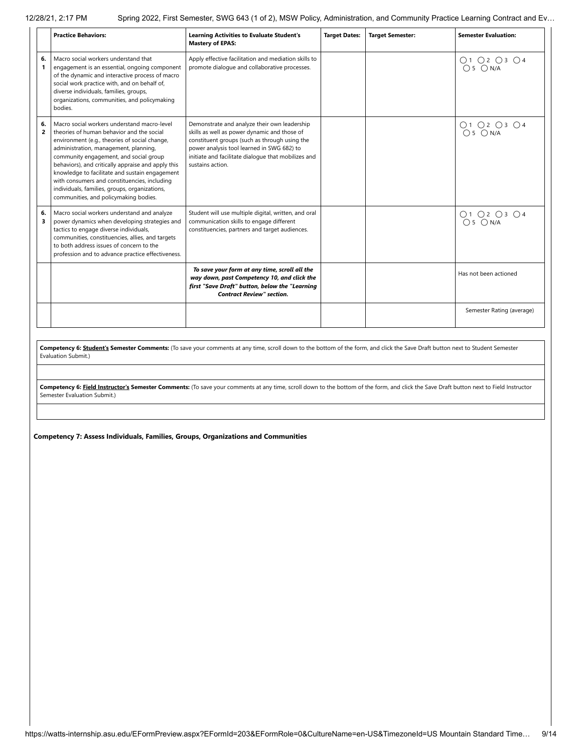| | Practice Behaviors: | Learning Activities to Evaluate Student's Mastery of EPAS: | Target Dates: | Target Semester: | Semester Evaluation: |
|---|---|---|---|---|---|
| 6.1 | Macro social workers understand that engagement is an essential, ongoing component of the dynamic and interactive process of macro social work practice with, and on behalf of, diverse individuals, families, groups, organizations, communities, and policymaking bodies. | Apply effective facilitation and mediation skills to promote dialogue and collaborative processes. | | | ◯ 1 ◯ 2 ◯ 3 ◯ 4 ◯ 5 ◯ N/A |
| 6.2 | Macro social workers understand macro-level theories of human behavior and the social environment (e.g., theories of social change, administration, management, planning, community engagement, and social group behaviors), and critically appraise and apply this knowledge to facilitate and sustain engagement with consumers and constituencies, including individuals, families, groups, organizations, communities, and policymaking bodies. | Demonstrate and analyze their own leadership skills as well as power dynamic and those of constituent groups (such as through using the power analysis tool learned in SWG 682) to initiate and facilitate dialogue that mobilizes and sustains action. | | | ◯ 1 ◯ 2 ◯ 3 ◯ 4 ◯ 5 ◯ N/A |
| 6.3 | Macro social workers understand and analyze power dynamics when developing strategies and tactics to engage diverse individuals, communities, constituencies, allies, and targets to both address issues of concern to the profession and to advance practice effectiveness. | Student will use multiple digital, written, and oral communication skills to engage different constituencies, partners and target audiences. | | | ◯ 1 ◯ 2 ◯ 3 ◯ 4 ◯ 5 ◯ N/A |
| | | ***To save your form at any time, scroll all the way down, past Competency 10, and click the first "Save Draft" button, below the "Learning Contract Review" section.*** | | | Has not been actioned |
| | | | | | Semester Rating (average) |

**Competency 6: Student's Semester Comments:** (To save your comments at any time, scroll down to the bottom of the form, and click the Save Draft button next to Student Semester Evaluation Submit.)

**Competency 6: Field Instructor's Semester Comments:** (To save your comments at any time, scroll down to the bottom of the form, and click the Save Draft button next to Field Instructor Semester Evaluation Submit.)

**Competency 7: Assess Individuals, Families, Groups, Organizations and Communities**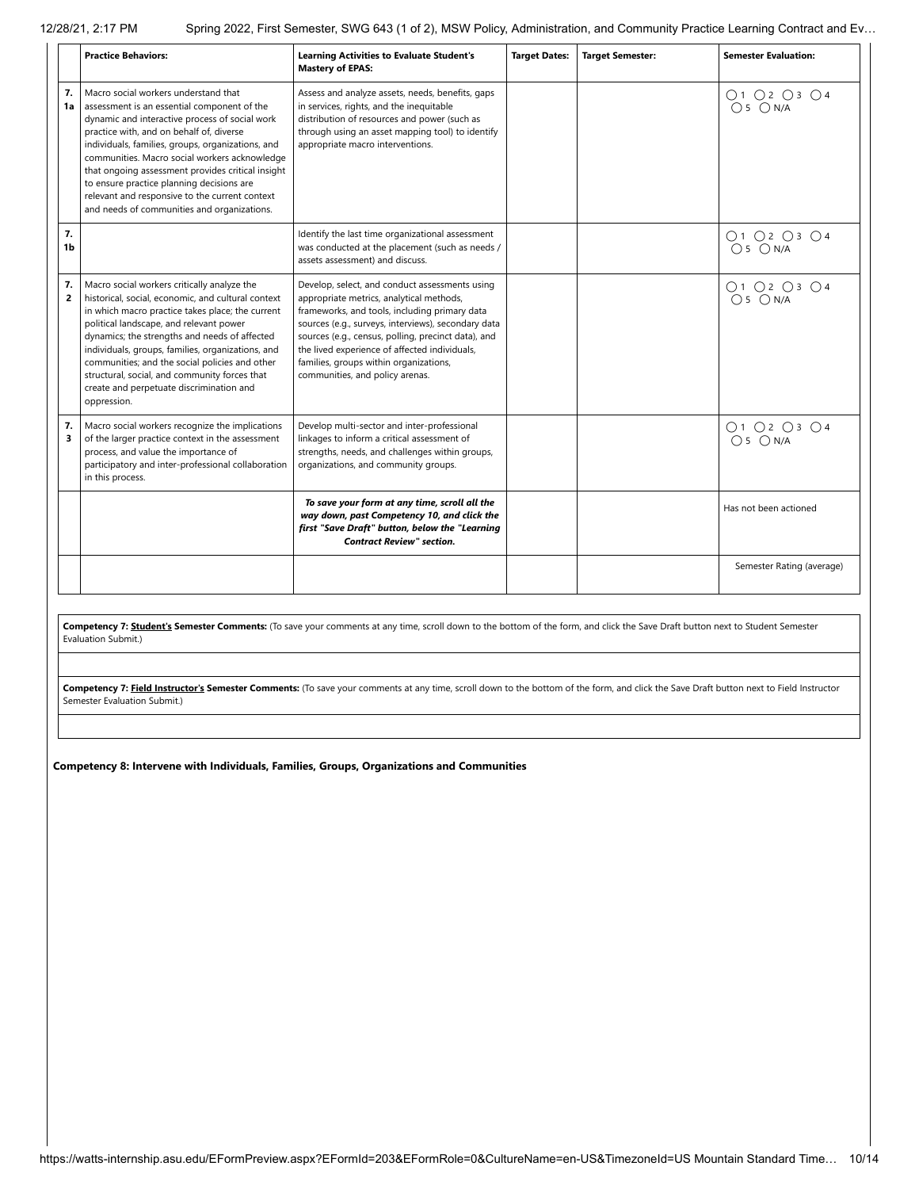| | Practice Behaviors: | Learning Activities to Evaluate Student's Mastery of EPAS: | Target Dates: | Target Semester: | Semester Evaluation: |
|---|---|---|---|---|---|
| 7. 1a | Macro social workers understand that assessment is an essential component of the dynamic and interactive process of social work practice with, and on behalf of, diverse individuals, families, groups, organizations, and communities. Macro social workers acknowledge that ongoing assessment provides critical insight to ensure practice planning decisions are relevant and responsive to the current context and needs of communities and organizations. | Assess and analyze assets, needs, benefits, gaps in services, rights, and the inequitable distribution of resources and power (such as through using an asset mapping tool) to identify appropriate macro interventions. | | | ◯ 1 ◯ 2 ◯ 3 ◯ 4 ◯ 5 ◯ N/A |
| 7. 1b | | Identify the last time organizational assessment was conducted at the placement (such as needs / assets assessment) and discuss. | | | ◯ 1 ◯ 2 ◯ 3 ◯ 4 ◯ 5 ◯ N/A |
| 7. 2 | Macro social workers critically analyze the historical, social, economic, and cultural context in which macro practice takes place; the current political landscape, and relevant power dynamics; the strengths and needs of affected individuals, groups, families, organizations, and communities; and the social policies and other structural, social, and community forces that create and perpetuate discrimination and oppression. | Develop, select, and conduct assessments using appropriate metrics, analytical methods, frameworks, and tools, including primary data sources (e.g., surveys, interviews), secondary data sources (e.g., census, polling, precinct data), and the lived experience of affected individuals, families, groups within organizations, communities, and policy arenas. | | | ◯ 1 ◯ 2 ◯ 3 ◯ 4 ◯ 5 ◯ N/A |
| 7. 3 | Macro social workers recognize the implications of the larger practice context in the assessment process, and value the importance of participatory and inter-professional collaboration in this process. | Develop multi-sector and inter-professional linkages to inform a critical assessment of strengths, needs, and challenges within groups, organizations, and community groups. | | | ◯ 1 ◯ 2 ◯ 3 ◯ 4 ◯ 5 ◯ N/A |
| | | ***To save your form at any time, scroll all the way down, past Competency 10, and click the first "Save Draft" button, below the "Learning Contract Review" section.*** | | | Has not been actioned |
| | | | | | Semester Rating (average) |

**Competency 7: Student's Semester Comments:** (To save your comments at any time, scroll down to the bottom of the form, and click the Save Draft button next to Student Semester Evaluation Submit.)

**Competency 7: Field Instructor's Semester Comments:** (To save your comments at any time, scroll down to the bottom of the form, and click the Save Draft button next to Field Instructor Semester Evaluation Submit.)

**Competency 8: Intervene with Individuals, Families, Groups, Organizations and Communities**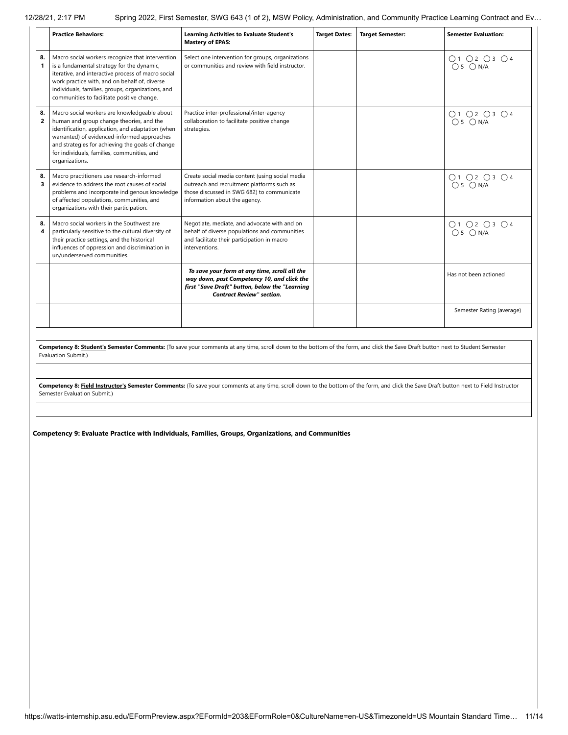| | Practice Behaviors: | Learning Activities to Evaluate Student's Mastery of EPAS: | Target Dates: | Target Semester: | Semester Evaluation: |
|---|---|---|---|---|---|
| 8.1 | Macro social workers recognize that intervention is a fundamental strategy for the dynamic, iterative, and interactive process of macro social work practice with, and on behalf of, diverse individuals, families, groups, organizations, and communities to facilitate positive change. | Select one intervention for groups, organizations or communities and review with field instructor. | | | ○ 1 ○ 2 ○ 3 ○ 4 ○ 5 ○ N/A |
| 8.2 | Macro social workers are knowledgeable about human and group change theories, and the identification, application, and adaptation (when warranted) of evidenced-informed approaches and strategies for achieving the goals of change for individuals, families, communities, and organizations. | Practice inter-professional/inter-agency collaboration to facilitate positive change strategies. | | | ○ 1 ○ 2 ○ 3 ○ 4 ○ 5 ○ N/A |
| 8.3 | Macro practitioners use research-informed evidence to address the root causes of social problems and incorporate indigenous knowledge of affected populations, communities, and organizations with their participation. | Create social media content (using social media outreach and recruitment platforms such as those discussed in SWG 682) to communicate information about the agency. | | | ○ 1 ○ 2 ○ 3 ○ 4 ○ 5 ○ N/A |
| 8.4 | Macro social workers in the Southwest are particularly sensitive to the cultural diversity of their practice settings, and the historical influences of oppression and discrimination in un/underserved communities. | Negotiate, mediate, and advocate with and on behalf of diverse populations and communities and facilitate their participation in macro interventions. | | | ○ 1 ○ 2 ○ 3 ○ 4 ○ 5 ○ N/A |
| | | ***To save your form at any time, scroll all the way down, past Competency 10, and click the first "Save Draft" button, below the "Learning Contract Review" section.*** | | | Has not been actioned |
| | | | | | Semester Rating (average) |

**Competency 8: Student's Semester Comments:** (To save your comments at any time, scroll down to the bottom of the form, and click the Save Draft button next to Student Semester Evaluation Submit.)

**Competency 8: Field Instructor's Semester Comments:** (To save your comments at any time, scroll down to the bottom of the form, and click the Save Draft button next to Field Instructor Semester Evaluation Submit.)

**Competency 9: Evaluate Practice with Individuals, Families, Groups, Organizations, and Communities**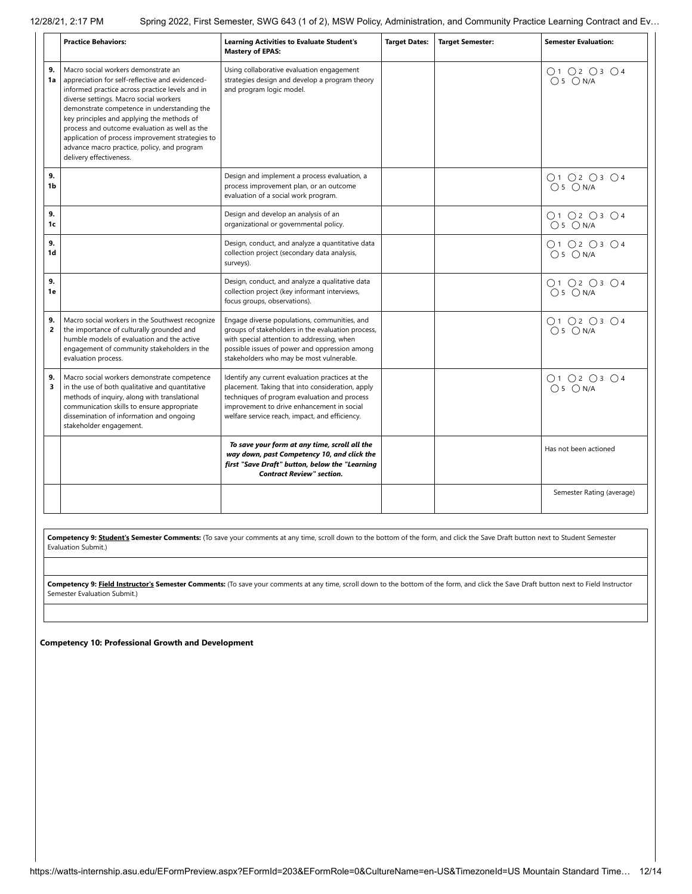| | Practice Behaviors: | Learning Activities to Evaluate Student's Mastery of EPAS: | Target Dates: | Target Semester: | Semester Evaluation: |
|---|---|---|---|---|---|
| 9. 1a | Macro social workers demonstrate an appreciation for self-reflective and evidenced-informed practice across practice levels and in diverse settings. Macro social workers demonstrate competence in understanding the key principles and applying the methods of process and outcome evaluation as well as the application of process improvement strategies to advance macro practice, policy, and program delivery effectiveness. | Using collaborative evaluation engagement strategies design and develop a program theory and program logic model. | | | ○1 ○2 ○3 ○4 ○5 ○N/A |
| 9. 1b | | Design and implement a process evaluation, a process improvement plan, or an outcome evaluation of a social work program. | | | ○1 ○2 ○3 ○4 ○5 ○N/A |
| 9. 1c | | Design and develop an analysis of an organizational or governmental policy. | | | ○1 ○2 ○3 ○4 ○5 ○N/A |
| 9. 1d | | Design, conduct, and analyze a quantitative data collection project (secondary data analysis, surveys). | | | ○1 ○2 ○3 ○4 ○5 ○N/A |
| 9. 1e | | Design, conduct, and analyze a qualitative data collection project (key informant interviews, focus groups, observations). | | | ○1 ○2 ○3 ○4 ○5 ○N/A |
| 9. 2 | Macro social workers in the Southwest recognize the importance of culturally grounded and humble models of evaluation and the active engagement of community stakeholders in the evaluation process. | Engage diverse populations, communities, and groups of stakeholders in the evaluation process, with special attention to addressing, when possible issues of power and oppression among stakeholders who may be most vulnerable. | | | ○1 ○2 ○3 ○4 ○5 ○N/A |
| 9. 3 | Macro social workers demonstrate competence in the use of both qualitative and quantitative methods of inquiry, along with translational communication skills to ensure appropriate dissemination of information and ongoing stakeholder engagement. | Identify any current evaluation practices at the placement. Taking that into consideration, apply techniques of program evaluation and process improvement to drive enhancement in social welfare service reach, impact, and efficiency. | | | ○1 ○2 ○3 ○4 ○5 ○N/A |
| | | ***To save your form at any time, scroll all the way down, past Competency 10, and click the first "Save Draft" button, below the "Learning Contract Review" section.*** | | | Has not been actioned |
| | | | | | Semester Rating (average) |

**Competency 9: Student's Semester Comments:** (To save your comments at any time, scroll down to the bottom of the form, and click the Save Draft button next to Student Semester Evaluation Submit.)

**Competency 9: Field Instructor's Semester Comments:** (To save your comments at any time, scroll down to the bottom of the form, and click the Save Draft button next to Field Instructor Semester Evaluation Submit.)

**Competency 10: Professional Growth and Development**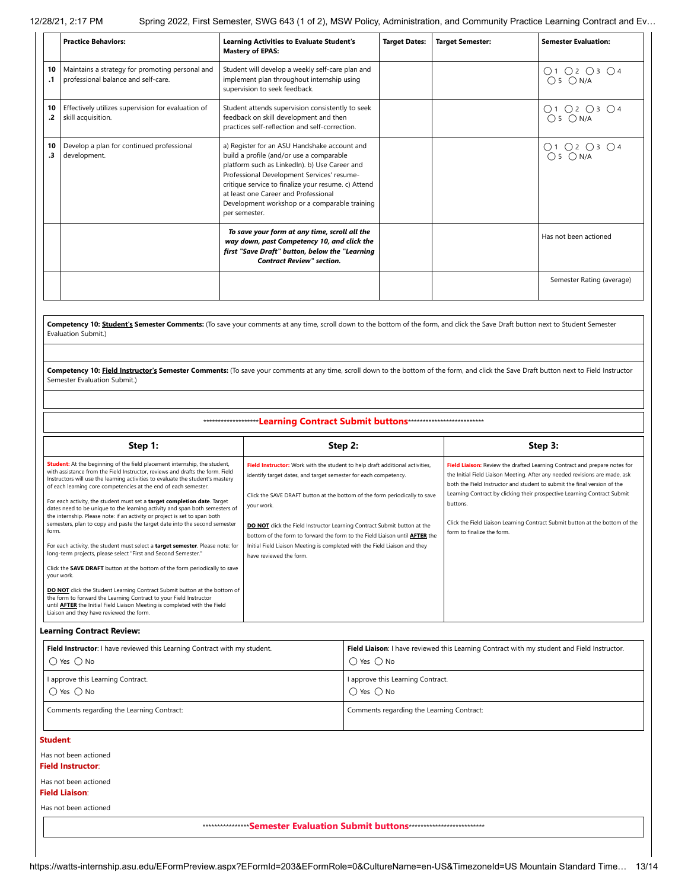| | Practice Behaviors: | Learning Activities to Evaluate Student's Mastery of EPAS: | Target Dates: | Target Semester: | Semester Evaluation: |
|---|---|---|---|---|---|
| 10.1 | Maintains a strategy for promoting personal and professional balance and self-care. | Student will develop a weekly self-care plan and implement plan throughout internship using supervision to seek feedback. | | | ◯ 1 ◯ 2 ◯ 3 ◯ 4 ◯ 5 ◯ N/A |
| 10.2 | Effectively utilizes supervision for evaluation of skill acquisition. | Student attends supervision consistently to seek feedback on skill development and then practices self-reflection and self-correction. | | | ◯ 1 ◯ 2 ◯ 3 ◯ 4 ◯ 5 ◯ N/A |
| 10.3 | Develop a plan for continued professional development. | a) Register for an ASU Handshake account and build a profile (and/or use a comparable platform such as LinkedIn). b) Use Career and Professional Development Services' resume-critique service to finalize your resume. c) Attend at least one Career and Professional Development workshop or a comparable training per semester. | | | ◯ 1 ◯ 2 ◯ 3 ◯ 4 ◯ 5 ◯ N/A |
| | | ***To save your form at any time, scroll all the way down, past Competency 10, and click the first "Save Draft" button, below the "Learning Contract Review" section.*** | | | Has not been actioned |
| | | | | | Semester Rating (average) |

**Competency 10: Student's Semester Comments:** (To save your comments at any time, scroll down to the bottom of the form, and click the Save Draft button next to Student Semester Evaluation Submit.)

**Competency 10: Field Instructor's Semester Comments:** (To save your comments at any time, scroll down to the bottom of the form, and click the Save Draft button next to Field Instructor Semester Evaluation Submit.)

*******************Learning Contract Submit buttons***************************

| Step 1: | Step 2: | Step 3: |
|---|---|---|
| **Student:** At the beginning of the field placement internship, the student, with assistance from the Field Instructor, reviews and drafts the form. Field Instructors will use the learning activities to evaluate the student's mastery of each learning core competencies at the end of each semester.<br><br>For each activity, the student must set a **target completion date**. Target dates need to be unique to the learning activity and span both semesters of the internship. Please note: if an activity or project is set to span both semesters, plan to copy and paste the target date into the second semester form.<br><br>For each activity, the student must select a **target semester**. Please note: for long-term projects, please select "First and Second Semester."<br><br>Click the **SAVE DRAFT** button at the bottom of the form periodically to save your work.<br><br>**DO NOT** click the Student Learning Contract Submit button at the bottom of the form to forward the Learning Contract to your Field Instructor until **AFTER** the Initial Field Liaison Meeting is completed with the Field Liaison and they have reviewed the form. | **Field Instructor:** Work with the student to help draft additional activities, identify target dates, and target semester for each competency.<br><br>Click the SAVE DRAFT button at the bottom of the form periodically to save your work.<br><br>**DO NOT** click the Field Instructor Learning Contract Submit button at the bottom of the form to forward the form to the Field Liaison until **AFTER** the Initial Field Liaison Meeting is completed with the Field Liaison and they have reviewed the form. | **Field Liaison:** Review the drafted Learning Contract and prepare notes for the Initial Field Liaison Meeting. After any needed revisions are made, ask both the Field Instructor and student to submit the final version of the Learning Contract by clicking their prospective Learning Contract Submit buttons.<br><br>Click the Field Liaison Learning Contract Submit button at the bottom of the form to finalize the form. |

**Learning Contract Review:**

| **Field Instructor**: I have reviewed this Learning Contract with my student.<br>◯ Yes ◯ No | **Field Liaison**: I have reviewed this Learning Contract with my student and Field Instructor.<br>◯ Yes ◯ No |
|---|---|
| I approve this Learning Contract.<br>◯ Yes ◯ No | I approve this Learning Contract.<br>◯ Yes ◯ No |
| Comments regarding the Learning Contract: | Comments regarding the Learning Contract: |

**Student**:

Has not been actioned

**Field Instructor**:

Has not been actioned

**Field Liaison**:

Has not been actioned

*****************Semester Evaluation Submit buttons***************************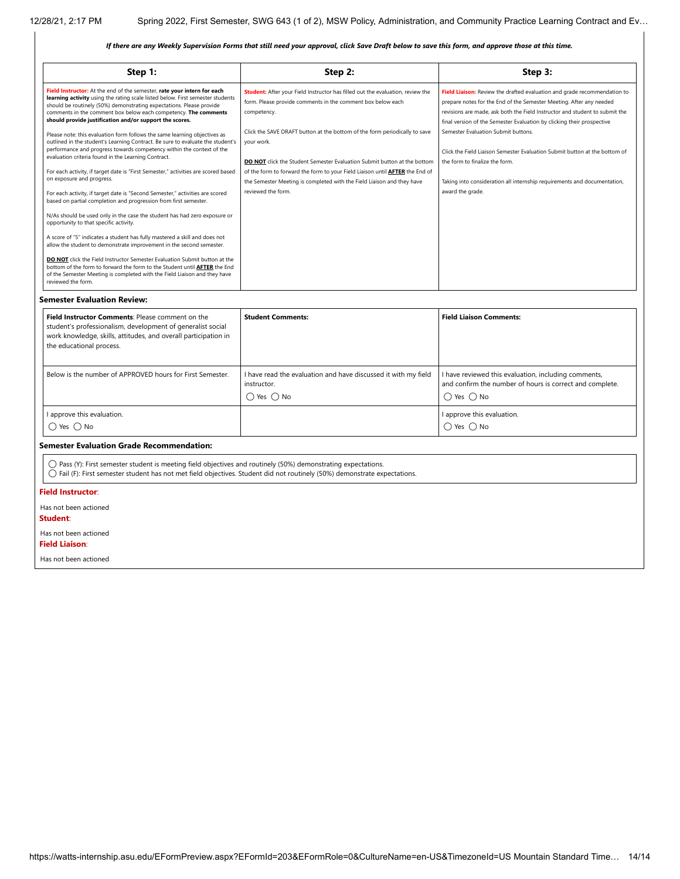***If there are any Weekly Supervision Forms that still need your approval, click Save Draft below to save this form, and approve those at this time.***

| Step 1: | Step 2: | Step 3: |
|---|---|---|
| **Field Instructor:** At the end of the semester, **rate your intern for each learning activity** using the rating scale listed below. First semester students should be routinely (50%) demonstrating expectations. Please provide comments in the comment box below each competency. **The comments should provide justification and/or support the scores.**<br><br>Please note: this evaluation form follows the same learning objectives as outlined in the student's Learning Contract. Be sure to evaluate the student's performance and progress towards competency within the context of the evaluation criteria found in the Learning Contract.<br><br>For each activity, if target date is "First Semester," activities are scored based on exposure and progress.<br><br>For each activity, if target date is "Second Semester," activities are scored based on partial completion and progression from first semester.<br><br>N/As should be used only in the case the student has had zero exposure or opportunity to that specific activity.<br><br>A score of "5" indicates a student has fully mastered a skill and does not allow the student to demonstrate improvement in the second semester.<br><br>**DO NOT** click the Field Instructor Semester Evaluation Submit button at the bottom of the form to forward the form to the Student until **AFTER** the End of the Semester Meeting is completed with the Field Liaison and they have reviewed the form. | **Student:** After your Field Instructor has filled out the evaluation, review the form. Please provide comments in the comment box below each competency.<br><br>Click the SAVE DRAFT button at the bottom of the form periodically to save your work.<br><br>**DO NOT** click the Student Semester Evaluation Submit button at the bottom of the form to forward the form to your Field Liaison until **AFTER** the End of the Semester Meeting is completed with the Field Liaison and they have reviewed the form. | **Field Liaison:** Review the drafted evaluation and grade recommendation to prepare notes for the End of the Semester Meeting. After any needed revisions are made, ask both the Field Instructor and student to submit the final version of the Semester Evaluation by clicking their prospective Semester Evaluation Submit buttons.<br><br>Click the Field Liaison Semester Evaluation Submit button at the bottom of the form to finalize the form.<br><br>Taking into consideration all internship requirements and documentation, award the grade. |

**Semester Evaluation Review:**

| | | |
|---|---|---|
| **Field Instructor Comments**: Please comment on the student's professionalism, development of generalist social work knowledge, skills, attitudes, and overall participation in the educational process. | **Student Comments:** | **Field Liaison Comments:** |
| Below is the number of APPROVED hours for First Semester. | I have read the evaluation and have discussed it with my field instructor.<br>◯ Yes ◯ No | I have reviewed this evaluation, including comments, and confirm the number of hours is correct and complete.<br>◯ Yes ◯ No |
| I approve this evaluation.<br>◯ Yes ◯ No | | I approve this evaluation.<br>◯ Yes ◯ No |

**Semester Evaluation Grade Recommendation:**

◯ Pass (Y): First semester student is meeting field objectives and routinely (50%) demonstrating expectations.
◯ Fail (F): First semester student has not met field objectives. Student did not routinely (50%) demonstrate expectations.

**Field Instructor**:

Has not been actioned

**Student**:

Has not been actioned

**Field Liaison**:

Has not been actioned